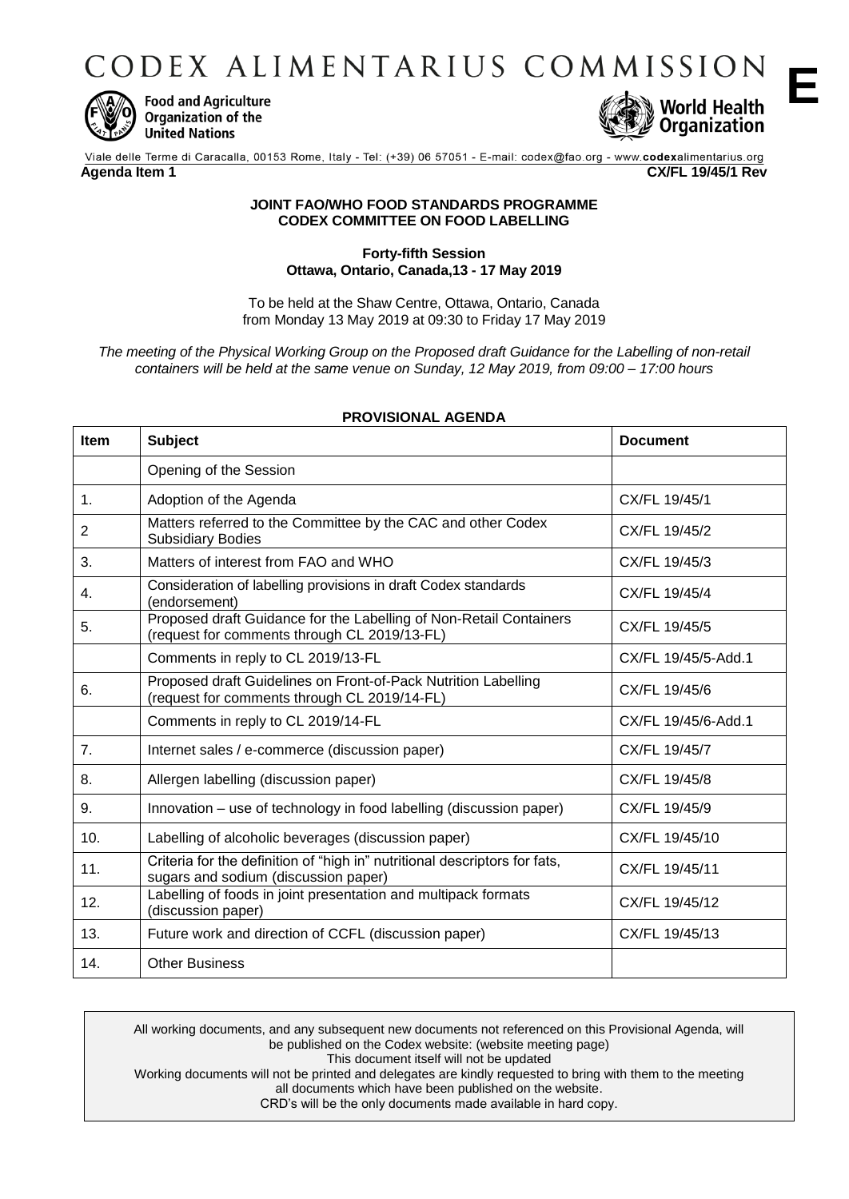# CODEX ALIMENTARIUS COMMISSION

Food and Agriculture Organization of the United Nations

World Health Organization

**E**

Viale delle Terme di Caracalla, 00153 Rome, Italy - Tel: (+39) 06 57051 - E-mail: codex@fao.org - www.codexalimentarius.org

**Agenda Item 1** **CX/FL 19/45/1 Rev**

**JOINT FAO/WHO FOOD STANDARDS PROGRAMME**
**CODEX COMMITTEE ON FOOD LABELLING**

**Forty-fifth Session**
**Ottawa, Ontario, Canada,13 - 17 May 2019**

To be held at the Shaw Centre, Ottawa, Ontario, Canada
from Monday 13 May 2019 at 09:30 to Friday 17 May 2019

*The meeting of the Physical Working Group on the Proposed draft Guidance for the Labelling of non-retail containers will be held at the same venue on Sunday, 12 May 2019, from 09:00 – 17:00 hours*

**PROVISIONAL AGENDA**

| Item | Subject | Document |
|---|---|---|
| | Opening of the Session | |
| 1. | Adoption of the Agenda | CX/FL 19/45/1 |
| 2 | Matters referred to the Committee by the CAC and other Codex Subsidiary Bodies | CX/FL 19/45/2 |
| 3. | Matters of interest from FAO and WHO | CX/FL 19/45/3 |
| 4. | Consideration of labelling provisions in draft Codex standards (endorsement) | CX/FL 19/45/4 |
| 5. | Proposed draft Guidance for the Labelling of Non-Retail Containers (request for comments through CL 2019/13-FL) | CX/FL 19/45/5 |
| | Comments in reply to CL 2019/13-FL | CX/FL 19/45/5-Add.1 |
| 6. | Proposed draft Guidelines on Front-of-Pack Nutrition Labelling (request for comments through CL 2019/14-FL) | CX/FL 19/45/6 |
| | Comments in reply to CL 2019/14-FL | CX/FL 19/45/6-Add.1 |
| 7. | Internet sales / e-commerce (discussion paper) | CX/FL 19/45/7 |
| 8. | Allergen labelling (discussion paper) | CX/FL 19/45/8 |
| 9. | Innovation – use of technology in food labelling (discussion paper) | CX/FL 19/45/9 |
| 10. | Labelling of alcoholic beverages (discussion paper) | CX/FL 19/45/10 |
| 11. | Criteria for the definition of "high in" nutritional descriptors for fats, sugars and sodium (discussion paper) | CX/FL 19/45/11 |
| 12. | Labelling of foods in joint presentation and multipack formats (discussion paper) | CX/FL 19/45/12 |
| 13. | Future work and direction of CCFL (discussion paper) | CX/FL 19/45/13 |
| 14. | Other Business | |

All working documents, and any subsequent new documents not referenced on this Provisional Agenda, will be published on the Codex website: (website meeting page)
This document itself will not be updated
Working documents will not be printed and delegates are kindly requested to bring with them to the meeting all documents which have been published on the website.
CRD's will be the only documents made available in hard copy.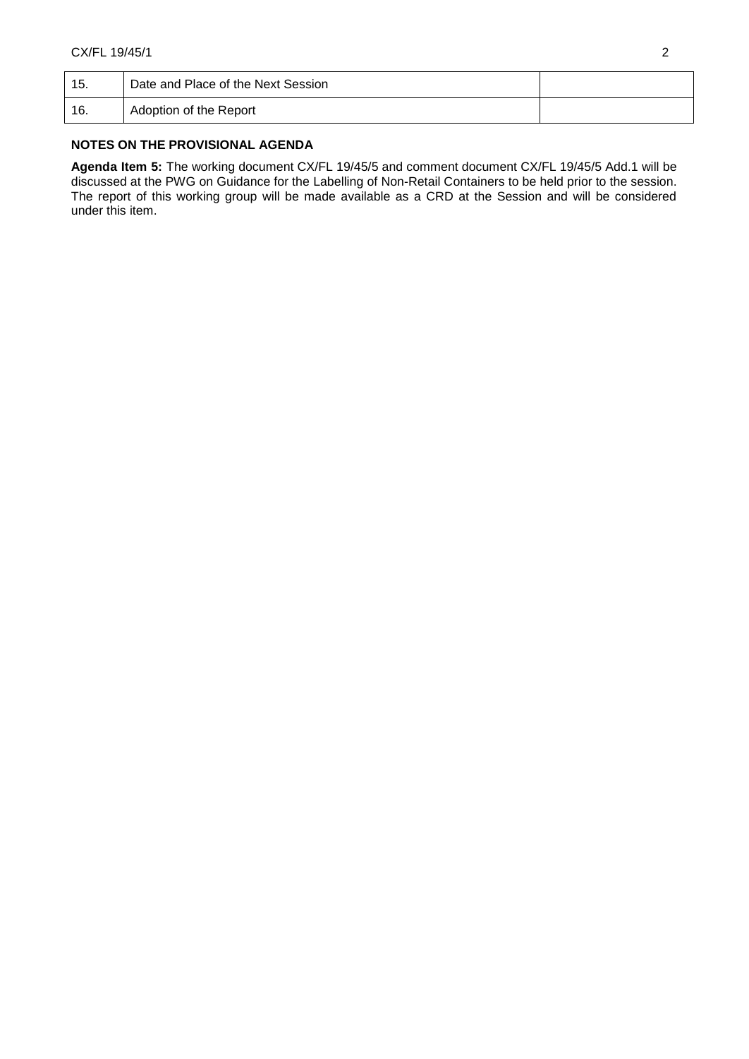| | | |
|---|---|---|
| 15. | Date and Place of the Next Session | |
| 16. | Adoption of the Report | |

**NOTES ON THE PROVISIONAL AGENDA**

**Agenda Item 5:** The working document CX/FL 19/45/5 and comment document CX/FL 19/45/5 Add.1 will be discussed at the PWG on Guidance for the Labelling of Non-Retail Containers to be held prior to the session. The report of this working group will be made available as a CRD at the Session and will be considered under this item.